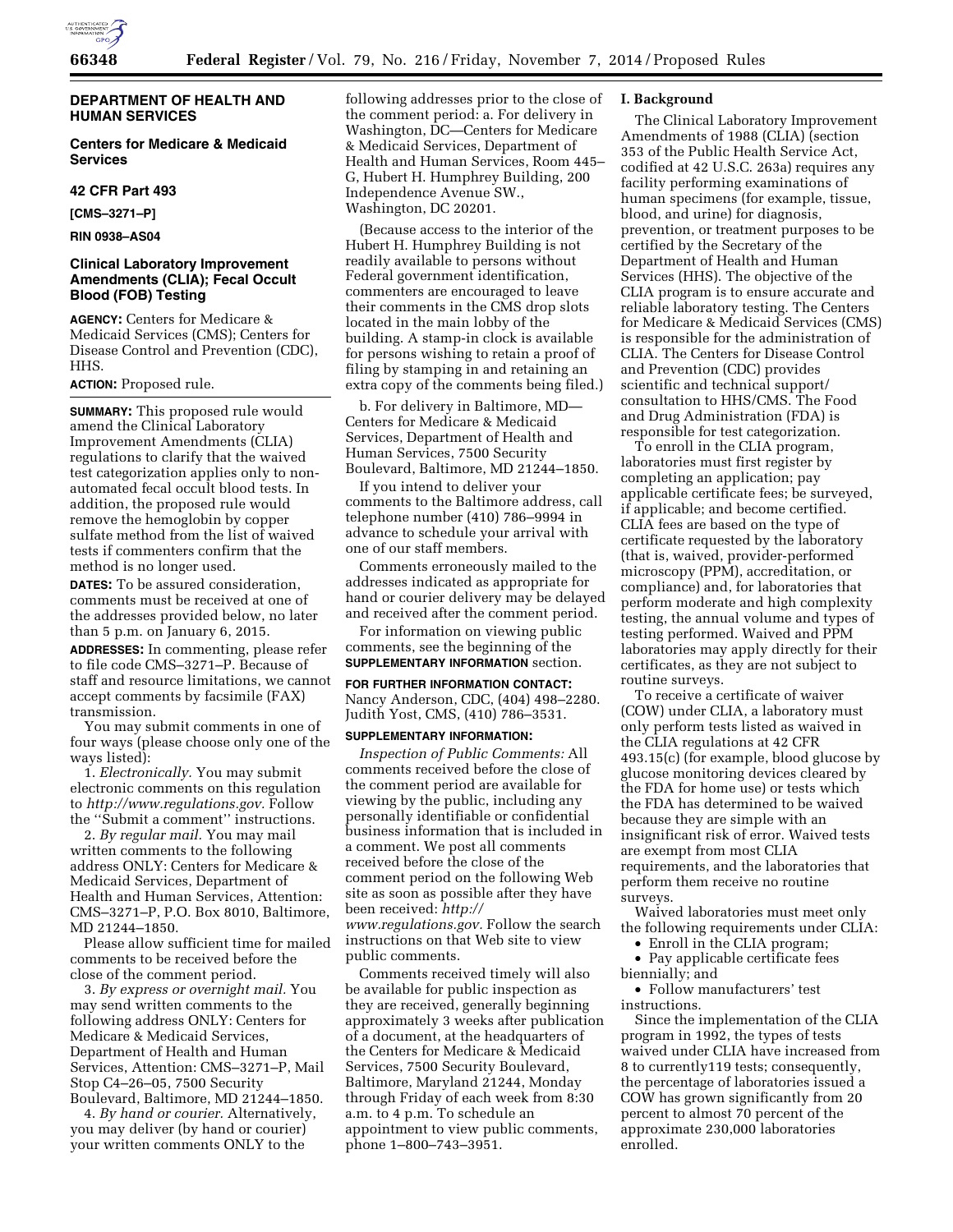**DEPARTMENT OF HEALTH AND HUMAN SERVICES**

**Centers for Medicare & Medicaid Services**

**42 CFR Part 493**

**[CMS–3271–P]**

**RIN 0938–AS04**

## Clinical Laboratory Improvement Amendments (CLIA); Fecal Occult Blood (FOB) Testing

**AGENCY:** Centers for Medicare & Medicaid Services (CMS); Centers for Disease Control and Prevention (CDC), HHS.

**ACTION:** Proposed rule.

**SUMMARY:** This proposed rule would amend the Clinical Laboratory Improvement Amendments (CLIA) regulations to clarify that the waived test categorization applies only to non-automated fecal occult blood tests. In addition, the proposed rule would remove the hemoglobin by copper sulfate method from the list of waived tests if commenters confirm that the method is no longer used.

**DATES:** To be assured consideration, comments must be received at one of the addresses provided below, no later than 5 p.m. on January 6, 2015.

**ADDRESSES:** In commenting, please refer to file code CMS–3271–P. Because of staff and resource limitations, we cannot accept comments by facsimile (FAX) transmission.

You may submit comments in one of four ways (please choose only one of the ways listed):

1. *Electronically.* You may submit electronic comments on this regulation to *http://www.regulations.gov.* Follow the ''Submit a comment'' instructions.

2. *By regular mail.* You may mail written comments to the following address ONLY: Centers for Medicare & Medicaid Services, Department of Health and Human Services, Attention: CMS–3271–P, P.O. Box 8010, Baltimore, MD 21244–1850.

Please allow sufficient time for mailed comments to be received before the close of the comment period.

3. *By express or overnight mail.* You may send written comments to the following address ONLY: Centers for Medicare & Medicaid Services, Department of Health and Human Services, Attention: CMS–3271–P, Mail Stop C4–26–05, 7500 Security Boulevard, Baltimore, MD 21244–1850.

4. *By hand or courier.* Alternatively, you may deliver (by hand or courier) your written comments ONLY to the following addresses prior to the close of the comment period: a. For delivery in Washington, DC—Centers for Medicare & Medicaid Services, Department of Health and Human Services, Room 445–G, Hubert H. Humphrey Building, 200 Independence Avenue SW., Washington, DC 20201.

(Because access to the interior of the Hubert H. Humphrey Building is not readily available to persons without Federal government identification, commenters are encouraged to leave their comments in the CMS drop slots located in the main lobby of the building. A stamp-in clock is available for persons wishing to retain a proof of filing by stamping in and retaining an extra copy of the comments being filed.)

b. For delivery in Baltimore, MD—Centers for Medicare & Medicaid Services, Department of Health and Human Services, 7500 Security Boulevard, Baltimore, MD 21244–1850.

If you intend to deliver your comments to the Baltimore address, call telephone number (410) 786–9994 in advance to schedule your arrival with one of our staff members.

Comments erroneously mailed to the addresses indicated as appropriate for hand or courier delivery may be delayed and received after the comment period.

For information on viewing public comments, see the beginning of the **SUPPLEMENTARY INFORMATION** section.

**FOR FURTHER INFORMATION CONTACT:** Nancy Anderson, CDC, (404) 498–2280. Judith Yost, CMS, (410) 786–3531.

**SUPPLEMENTARY INFORMATION:**

*Inspection of Public Comments:* All comments received before the close of the comment period are available for viewing by the public, including any personally identifiable or confidential business information that is included in a comment. We post all comments received before the close of the comment period on the following Web site as soon as possible after they have been received: *http://www.regulations.gov.* Follow the search instructions on that Web site to view public comments.

Comments received timely will also be available for public inspection as they are received, generally beginning approximately 3 weeks after publication of a document, at the headquarters of the Centers for Medicare & Medicaid Services, 7500 Security Boulevard, Baltimore, Maryland 21244, Monday through Friday of each week from 8:30 a.m. to 4 p.m. To schedule an appointment to view public comments, phone 1–800–743–3951.

## I. Background

The Clinical Laboratory Improvement Amendments of 1988 (CLIA) (section 353 of the Public Health Service Act, codified at 42 U.S.C. 263a) requires any facility performing examinations of human specimens (for example, tissue, blood, and urine) for diagnosis, prevention, or treatment purposes to be certified by the Secretary of the Department of Health and Human Services (HHS). The objective of the CLIA program is to ensure accurate and reliable laboratory testing. The Centers for Medicare & Medicaid Services (CMS) is responsible for the administration of CLIA. The Centers for Disease Control and Prevention (CDC) provides scientific and technical support/consultation to HHS/CMS. The Food and Drug Administration (FDA) is responsible for test categorization.

To enroll in the CLIA program, laboratories must first register by completing an application; pay applicable certificate fees; be surveyed, if applicable; and become certified. CLIA fees are based on the type of certificate requested by the laboratory (that is, waived, provider-performed microscopy (PPM), accreditation, or compliance) and, for laboratories that perform moderate and high complexity testing, the annual volume and types of testing performed. Waived and PPM laboratories may apply directly for their certificates, as they are not subject to routine surveys.

To receive a certificate of waiver (COW) under CLIA, a laboratory must only perform tests listed as waived in the CLIA regulations at 42 CFR 493.15(c) (for example, blood glucose by glucose monitoring devices cleared by the FDA for home use) or tests which the FDA has determined to be waived because they are simple with an insignificant risk of error. Waived tests are exempt from most CLIA requirements, and the laboratories that perform them receive no routine surveys.

Waived laboratories must meet only the following requirements under CLIA:

- Enroll in the CLIA program;
- Pay applicable certificate fees biennially; and
- Follow manufacturers' test instructions.

Since the implementation of the CLIA program in 1992, the types of tests waived under CLIA have increased from 8 to currently119 tests; consequently, the percentage of laboratories issued a COW has grown significantly from 20 percent to almost 70 percent of the approximate 230,000 laboratories enrolled.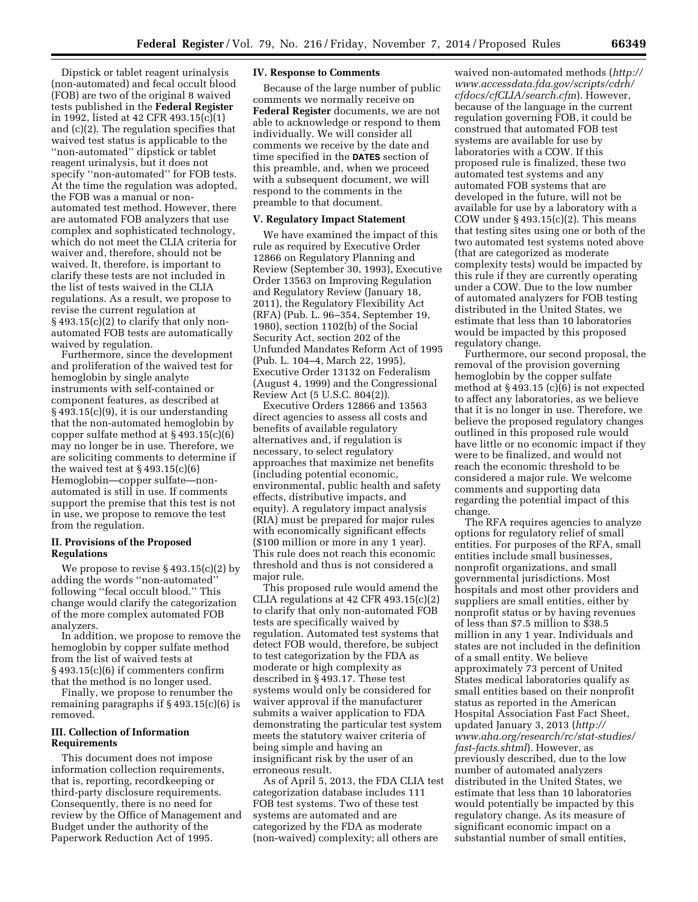Dipstick or tablet reagent urinalysis (non-automated) and fecal occult blood (FOB) are two of the original 8 waived tests published in the **Federal Register** in 1992, listed at 42 CFR 493.15(c)(1) and (c)(2). The regulation specifies that waived test status is applicable to the ''non-automated'' dipstick or tablet reagent urinalysis, but it does not specify ''non-automated'' for FOB tests. At the time the regulation was adopted, the FOB was a manual or non-automated test method. However, there are automated FOB analyzers that use complex and sophisticated technology, which do not meet the CLIA criteria for waiver and, therefore, should not be waived. It, therefore, is important to clarify these tests are not included in the list of tests waived in the CLIA regulations. As a result, we propose to revise the current regulation at § 493.15(c)(2) to clarify that only non-automated FOB tests are automatically waived by regulation.

Furthermore, since the development and proliferation of the waived test for hemoglobin by single analyte instruments with self-contained or component features, as described at § 493.15(c)(9), it is our understanding that the non-automated hemoglobin by copper sulfate method at § 493.15(c)(6) may no longer be in use. Therefore, we are soliciting comments to determine if the waived test at § 493.15(c)(6) Hemoglobin—copper sulfate—non-automated is still in use. If comments support the premise that this test is not in use, we propose to remove the test from the regulation.

## II. Provisions of the Proposed Regulations

We propose to revise § 493.15(c)(2) by adding the words ''non-automated'' following ''fecal occult blood.'' This change would clarify the categorization of the more complex automated FOB analyzers.

In addition, we propose to remove the hemoglobin by copper sulfate method from the list of waived tests at § 493.15(c)(6) if commenters confirm that the method is no longer used.

Finally, we propose to renumber the remaining paragraphs if § 493.15(c)(6) is removed.

## III. Collection of Information Requirements

This document does not impose information collection requirements, that is, reporting, recordkeeping or third-party disclosure requirements. Consequently, there is no need for review by the Office of Management and Budget under the authority of the Paperwork Reduction Act of 1995.

## IV. Response to Comments

Because of the large number of public comments we normally receive on **Federal Register** documents, we are not able to acknowledge or respond to them individually. We will consider all comments we receive by the date and time specified in the **DATES** section of this preamble, and, when we proceed with a subsequent document, we will respond to the comments in the preamble to that document.

## V. Regulatory Impact Statement

We have examined the impact of this rule as required by Executive Order 12866 on Regulatory Planning and Review (September 30, 1993), Executive Order 13563 on Improving Regulation and Regulatory Review (January 18, 2011), the Regulatory Flexibility Act (RFA) (Pub. L. 96–354, September 19, 1980), section 1102(b) of the Social Security Act, section 202 of the Unfunded Mandates Reform Act of 1995 (Pub. L. 104–4, March 22, 1995), Executive Order 13132 on Federalism (August 4, 1999) and the Congressional Review Act (5 U.S.C. 804(2)).

Executive Orders 12866 and 13563 direct agencies to assess all costs and benefits of available regulatory alternatives and, if regulation is necessary, to select regulatory approaches that maximize net benefits (including potential economic, environmental, public health and safety effects, distributive impacts, and equity). A regulatory impact analysis (RIA) must be prepared for major rules with economically significant effects ($100 million or more in any 1 year). This rule does not reach this economic threshold and thus is not considered a major rule.

This proposed rule would amend the CLIA regulations at 42 CFR 493.15(c)(2) to clarify that only non-automated FOB tests are specifically waived by regulation. Automated test systems that detect FOB would, therefore, be subject to test categorization by the FDA as moderate or high complexity as described in § 493.17. These test systems would only be considered for waiver approval if the manufacturer submits a waiver application to FDA demonstrating the particular test system meets the statutory waiver criteria of being simple and having an insignificant risk by the user of an erroneous result.

As of April 5, 2013, the FDA CLIA test categorization database includes 111 FOB test systems. Two of these test systems are automated and are categorized by the FDA as moderate (non-waived) complexity; all others are waived non-automated methods (*http://www.accessdata.fda.gov/scripts/cdrh/cfdocs/cfCLIA/search.cfm*). However, because of the language in the current regulation governing FOB, it could be construed that automated FOB test systems are available for use by laboratories with a COW. If this proposed rule is finalized, these two automated test systems and any automated FOB systems that are developed in the future, will not be available for use by a laboratory with a COW under § 493.15(c)(2). This means that testing sites using one or both of the two automated test systems noted above (that are categorized as moderate complexity tests) would be impacted by this rule if they are currently operating under a COW. Due to the low number of automated analyzers for FOB testing distributed in the United States, we estimate that less than 10 laboratories would be impacted by this proposed regulatory change.

Furthermore, our second proposal, the removal of the provision governing hemoglobin by the copper sulfate method at § 493.15 (c)(6) is not expected to affect any laboratories, as we believe that it is no longer in use. Therefore, we believe the proposed regulatory changes outlined in this proposed rule would have little or no economic impact if they were to be finalized, and would not reach the economic threshold to be considered a major rule. We welcome comments and supporting data regarding the potential impact of this change.

The RFA requires agencies to analyze options for regulatory relief of small entities. For purposes of the RFA, small entities include small businesses, nonprofit organizations, and small governmental jurisdictions. Most hospitals and most other providers and suppliers are small entities, either by nonprofit status or by having revenues of less than $7.5 million to $38.5 million in any 1 year. Individuals and states are not included in the definition of a small entity. We believe approximately 73 percent of United States medical laboratories qualify as small entities based on their nonprofit status as reported in the American Hospital Association Fast Fact Sheet, updated January 3, 2013 (*http://www.aha.org/research/rc/stat-studies/fast-facts.shtml*). However, as previously described, due to the low number of automated analyzers distributed in the United States, we estimate that less than 10 laboratories would potentially be impacted by this regulatory change. As its measure of significant economic impact on a substantial number of small entities,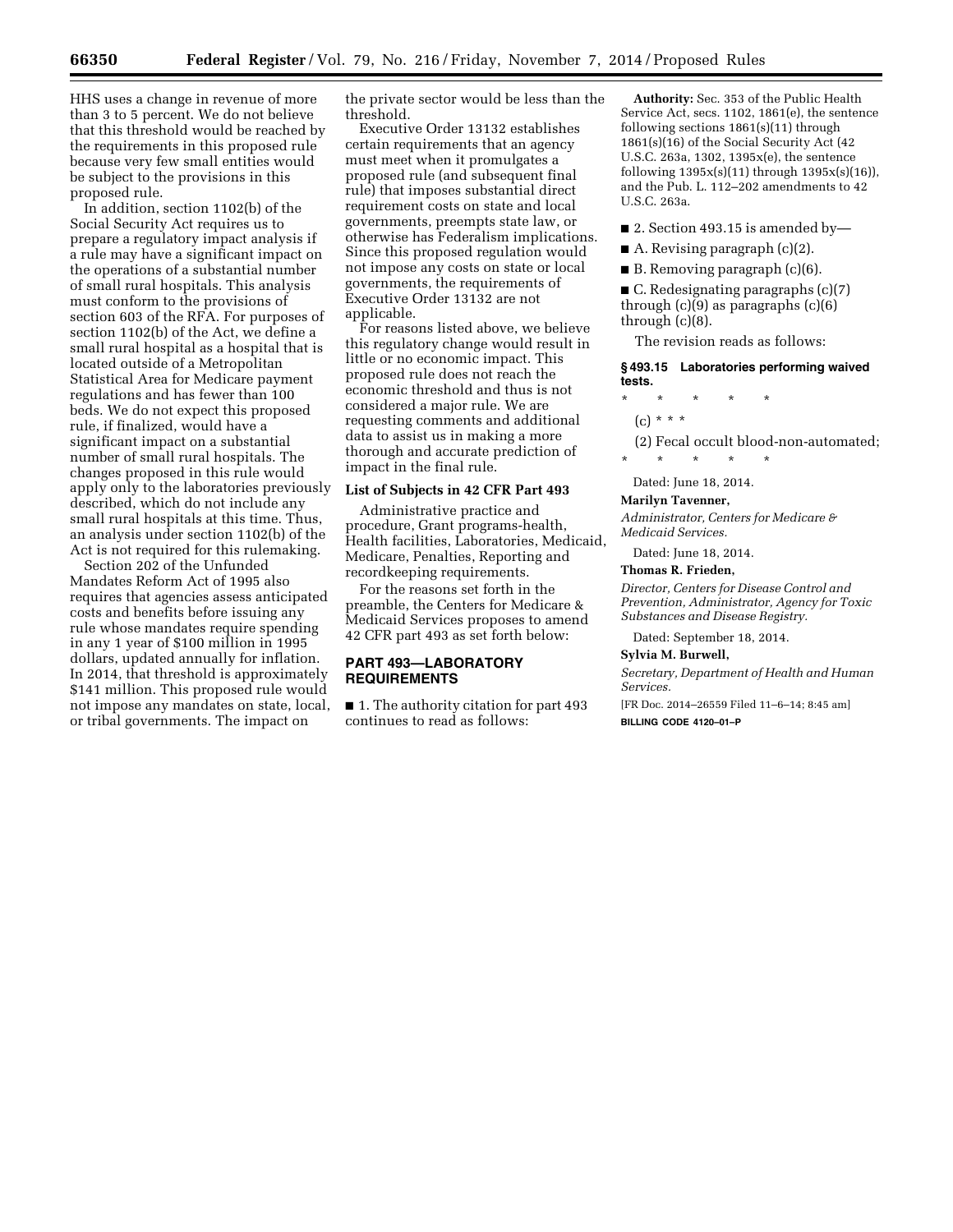HHS uses a change in revenue of more than 3 to 5 percent. We do not believe that this threshold would be reached by the requirements in this proposed rule because very few small entities would be subject to the provisions in this proposed rule.

In addition, section 1102(b) of the Social Security Act requires us to prepare a regulatory impact analysis if a rule may have a significant impact on the operations of a substantial number of small rural hospitals. This analysis must conform to the provisions of section 603 of the RFA. For purposes of section 1102(b) of the Act, we define a small rural hospital as a hospital that is located outside of a Metropolitan Statistical Area for Medicare payment regulations and has fewer than 100 beds. We do not expect this proposed rule, if finalized, would have a significant impact on a substantial number of small rural hospitals. The changes proposed in this rule would apply only to the laboratories previously described, which do not include any small rural hospitals at this time. Thus, an analysis under section 1102(b) of the Act is not required for this rulemaking.

Section 202 of the Unfunded Mandates Reform Act of 1995 also requires that agencies assess anticipated costs and benefits before issuing any rule whose mandates require spending in any 1 year of $100 million in 1995 dollars, updated annually for inflation. In 2014, that threshold is approximately $141 million. This proposed rule would not impose any mandates on state, local, or tribal governments. The impact on the private sector would be less than the threshold.

Executive Order 13132 establishes certain requirements that an agency must meet when it promulgates a proposed rule (and subsequent final rule) that imposes substantial direct requirement costs on state and local governments, preempts state law, or otherwise has Federalism implications. Since this proposed regulation would not impose any costs on state or local governments, the requirements of Executive Order 13132 are not applicable.

For reasons listed above, we believe this regulatory change would result in little or no economic impact. This proposed rule does not reach the economic threshold and thus is not considered a major rule. We are requesting comments and additional data to assist us in making a more thorough and accurate prediction of impact in the final rule.

### List of Subjects in 42 CFR Part 493

Administrative practice and procedure, Grant programs-health, Health facilities, Laboratories, Medicaid, Medicare, Penalties, Reporting and recordkeeping requirements.

For the reasons set forth in the preamble, the Centers for Medicare & Medicaid Services proposes to amend 42 CFR part 493 as set forth below:

## PART 493—LABORATORY REQUIREMENTS

■ 1. The authority citation for part 493 continues to read as follows:

**Authority:** Sec. 353 of the Public Health Service Act, secs. 1102, 1861(e), the sentence following sections 1861(s)(11) through 1861(s)(16) of the Social Security Act (42 U.S.C. 263a, 1302, 1395x(e), the sentence following 1395x(s)(11) through 1395x(s)(16)), and the Pub. L. 112–202 amendments to 42 U.S.C. 263a.

■ 2. Section 493.15 is amended by—

■ A. Revising paragraph (c)(2).

■ B. Removing paragraph (c)(6).

■ C. Redesignating paragraphs (c)(7) through (c)(9) as paragraphs (c)(6) through (c)(8).

The revision reads as follows:

### § 493.15 Laboratories performing waived tests.

\* \* \* \* \*

(c) \* \* \*

(2) Fecal occult blood-non-automated;

\* \* \* \* \*

Dated: June 18, 2014.

**Marilyn Tavenner,**

*Administrator, Centers for Medicare & Medicaid Services.*

Dated: June 18, 2014.

**Thomas R. Frieden,**

*Director, Centers for Disease Control and Prevention, Administrator, Agency for Toxic Substances and Disease Registry.*

Dated: September 18, 2014.

**Sylvia M. Burwell,**

*Secretary, Department of Health and Human Services.*

[FR Doc. 2014–26559 Filed 11–6–14; 8:45 am]

**BILLING CODE 4120–01–P**